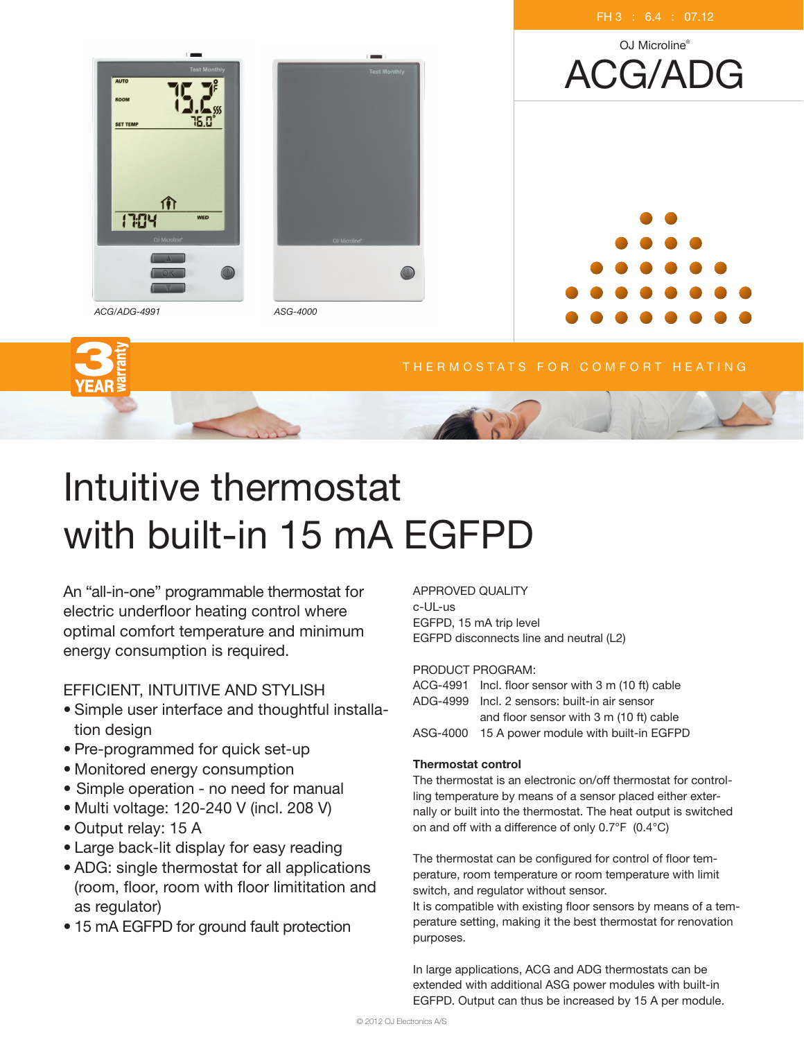FH 3 : 6.4 : 07.12

OJ Microline®

# ACG/ADG

*ACG/ADG-4991*

*ASG-4000*

3 YEAR warranty

THERMOSTATS FOR COMFORT HEATING

# Intuitive thermostat with built-in 15 mA EGFPD

An "all-in-one" programmable thermostat for electric underfloor heating control where optimal comfort temperature and minimum energy consumption is required.

## EFFICIENT, INTUITIVE AND STYLISH

- Simple user interface and thoughtful installation design
- Pre-programmed for quick set-up
- Monitored energy consumption
- Simple operation - no need for manual
- Multi voltage: 120-240 V (incl. 208 V)
- Output relay: 15 A
- Large back-lit display for easy reading
- ADG: single thermostat for all applications (room, floor, room with floor limititation and as regulator)
- 15 mA EGFPD for ground fault protection

APPROVED QUALITY
c-UL-us
EGFPD, 15 mA trip level
EGFPD disconnects line and neutral (L2)

PRODUCT PROGRAM:

| | |
|---|---|
| ACG-4991 | Incl. floor sensor with 3 m (10 ft) cable |
| ADG-4999 | Incl. 2 sensors: built-in air sensor and floor sensor with 3 m (10 ft) cable |
| ASG-4000 | 15 A power module with built-in EGFPD |

**Thermostat control**

The thermostat is an electronic on/off thermostat for controlling temperature by means of a sensor placed either externally or built into the thermostat. The heat output is switched on and off with a difference of only 0.7°F (0.4°C)

The thermostat can be configured for control of floor temperature, room temperature or room temperature with limit switch, and regulator without sensor.
It is compatible with existing floor sensors by means of a temperature setting, making it the best thermostat for renovation purposes.

In large applications, ACG and ADG thermostats can be extended with additional ASG power modules with built-in EGFPD. Output can thus be increased by 15 A per module.

© 2012 OJ Electronics A/S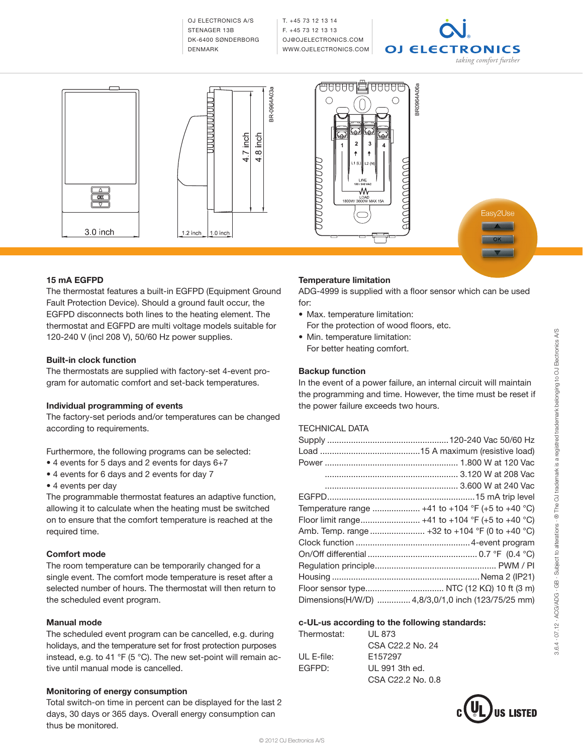OJ ELECTRONICS A/S
STENAGER 13B
DK-6400 SØNDERBORG
DENMARK

T. +45 73 12 13 14
F. +45 73 12 13 13
OJ@OJELECTRONICS.COM
WWW.OJELECTRONICS.COM

OJ ELECTRONICS
taking comfort further

3.0 inch

1.2 inch
1.0 inch
4.7 inch
4.8 inch
BR-0964A03a

1 2 3 4
L1 (L) L2 (N)
LINE
120 / 240 VAC
LOAD
1800W/ 3600W MAX 15A
BR0964A06a

Easy2Use
OK

### 15 mA EGFPD

The thermostat features a built-in EGFPD (Equipment Ground Fault Protection Device). Should a ground fault occur, the EGFPD disconnects both lines to the heating element. The thermostat and EGFPD are multi voltage models suitable for 120-240 V (incl 208 V), 50/60 Hz power supplies.

### Built-in clock function

The thermostats are supplied with factory-set 4-event program for automatic comfort and set-back temperatures.

### Individual programming of events

The factory-set periods and/or temperatures can be changed according to requirements.

Furthermore, the following programs can be selected:

- 4 events for 5 days and 2 events for days 6+7
- 4 events for 6 days and 2 events for day 7
- 4 events per day

The programmable thermostat features an adaptive function, allowing it to calculate when the heating must be switched on to ensure that the comfort temperature is reached at the required time.

### Comfort mode

The room temperature can be temporarily changed for a single event. The comfort mode temperature is reset after a selected number of hours. The thermostat will then return to the scheduled event program.

### Manual mode

The scheduled event program can be cancelled, e.g. during holidays, and the temperature set for frost protection purposes instead, e.g. to 41 °F (5 °C). The new set-point will remain active until manual mode is cancelled.

### Monitoring of energy consumption

Total switch-on time in percent can be displayed for the last 2 days, 30 days or 365 days. Overall energy consumption can thus be monitored.

### Temperature limitation

ADG-4999 is supplied with a floor sensor which can be used for:

- Max. temperature limitation:
  For the protection of wood floors, etc.
- Min. temperature limitation:
  For better heating comfort.

### Backup function

In the event of a power failure, an internal circuit will maintain the programming and time. However, the time must be reset if the power failure exceeds two hours.

### TECHNICAL DATA

| | |
|---|---|
| Supply | 120-240 Vac 50/60 Hz |
| Load | 15 A maximum (resistive load) |
| Power | 1.800 W at 120 Vac |
| | 3.120 W at 208 Vac |
| | 3.600 W at 240 Vac |
| EGFPD | 15 mA trip level |
| Temperature range | +41 to +104 °F (+5 to +40 °C) |
| Floor limit range | +41 to +104 °F (+5 to +40 °C) |
| Amb. Temp. range | +32 to +104 °F (0 to +40 °C) |
| Clock function | 4-event program |
| On/Off differential | 0.7 °F (0.4 °C) |
| Regulation principle | PWM / PI |
| Housing | Nema 2 (IP21) |
| Floor sensor type | NTC (12 KΩ) 10 ft (3 m) |
| Dimensions(H/W/D) | 4,8/3,0/1,0 inch (123/75/25 mm) |

### c-UL-us according to the following standards:

| | |
|---|---|
| Thermostat: | UL 873 |
| | CSA C22.2 No. 24 |
| UL E-file: | E157297 |
| EGFPD: | UL 991 3th ed. |
| | CSA C22.2 No. 0.8 |

c UL US LISTED

3.6.4 · 07.12 · ACG/ADG · GB · Subject to alterations · ® The OJ trademark is a registred trademark belonging to OJ Electronics A/S

© 2012 OJ Electronics A/S